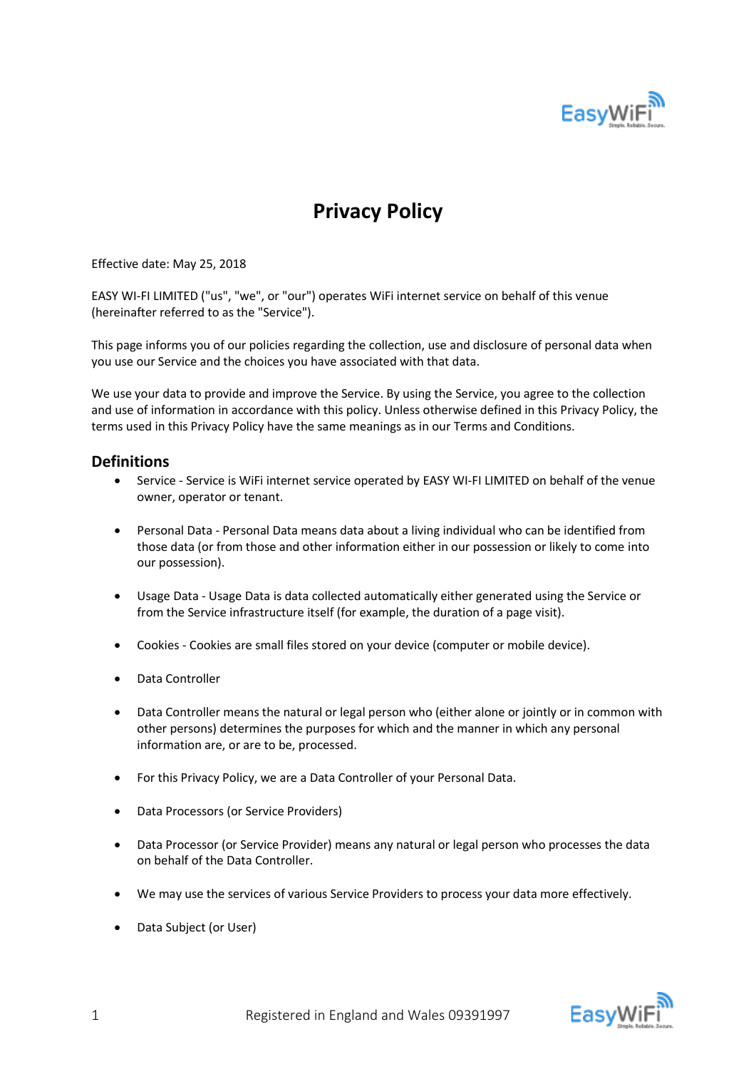# Privacy Policy

Effective date: May 25, 2018

EASY WI-FI LIMITED ("us", "we", or "our") operates WiFi internet service on behalf of this venue (hereinafter referred to as the "Service").

This page informs you of our policies regarding the collection, use and disclosure of personal data when you use our Service and the choices you have associated with that data.

We use your data to provide and improve the Service. By using the Service, you agree to the collection and use of information in accordance with this policy. Unless otherwise defined in this Privacy Policy, the terms used in this Privacy Policy have the same meanings as in our Terms and Conditions.

## Definitions

- Service - Service is WiFi internet service operated by EASY WI-FI LIMITED on behalf of the venue owner, operator or tenant.
- Personal Data - Personal Data means data about a living individual who can be identified from those data (or from those and other information either in our possession or likely to come into our possession).
- Usage Data - Usage Data is data collected automatically either generated using the Service or from the Service infrastructure itself (for example, the duration of a page visit).
- Cookies - Cookies are small files stored on your device (computer or mobile device).
- Data Controller
- Data Controller means the natural or legal person who (either alone or jointly or in common with other persons) determines the purposes for which and the manner in which any personal information are, or are to be, processed.
- For this Privacy Policy, we are a Data Controller of your Personal Data.
- Data Processors (or Service Providers)
- Data Processor (or Service Provider) means any natural or legal person who processes the data on behalf of the Data Controller.
- We may use the services of various Service Providers to process your data more effectively.
- Data Subject (or User)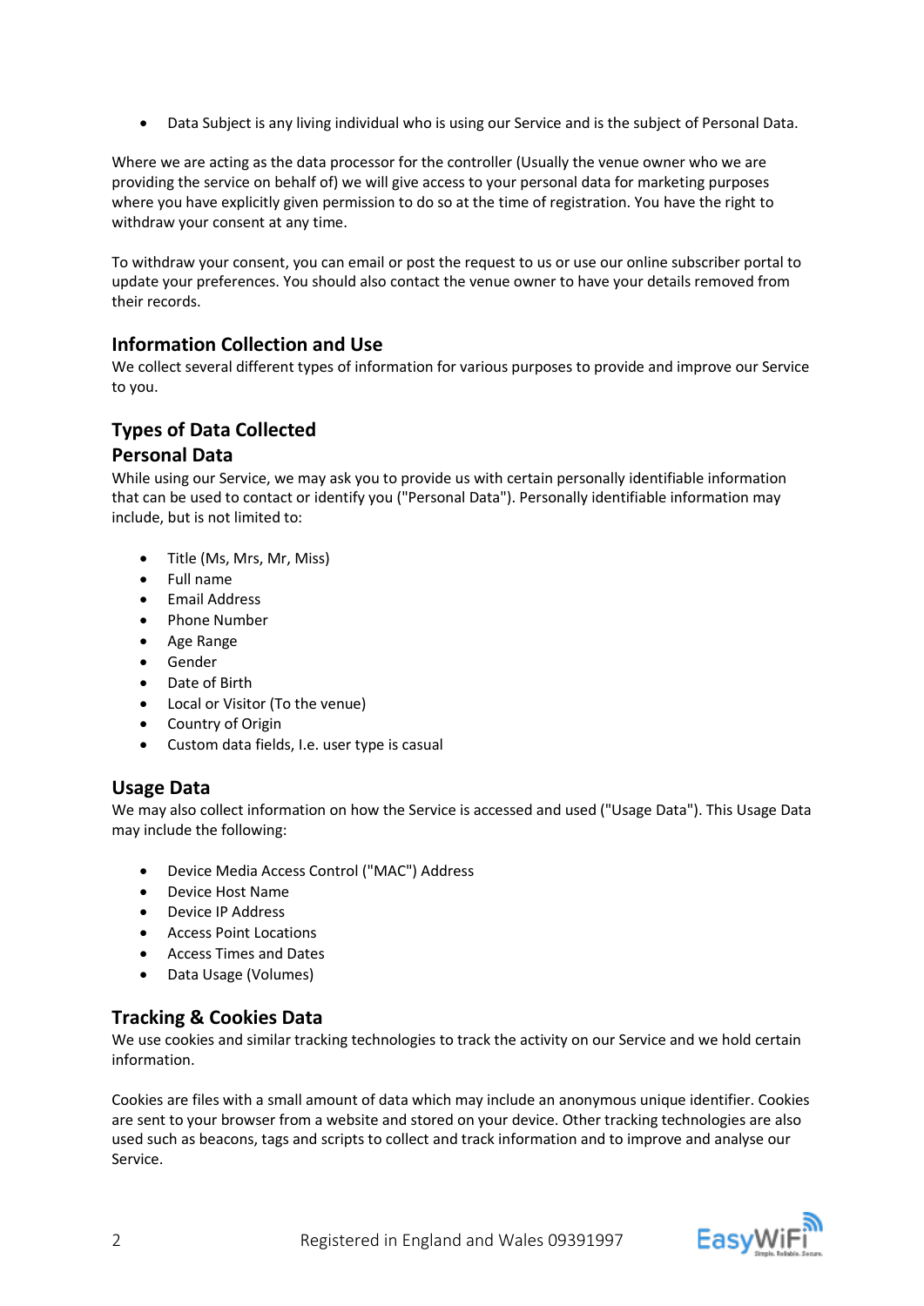- Data Subject is any living individual who is using our Service and is the subject of Personal Data.

Where we are acting as the data processor for the controller (Usually the venue owner who we are providing the service on behalf of) we will give access to your personal data for marketing purposes where you have explicitly given permission to do so at the time of registration. You have the right to withdraw your consent at any time.

To withdraw your consent, you can email or post the request to us or use our online subscriber portal to update your preferences. You should also contact the venue owner to have your details removed from their records.

## Information Collection and Use

We collect several different types of information for various purposes to provide and improve our Service to you.

## Types of Data Collected

## Personal Data

While using our Service, we may ask you to provide us with certain personally identifiable information that can be used to contact or identify you ("Personal Data"). Personally identifiable information may include, but is not limited to:

- Title (Ms, Mrs, Mr, Miss)
- Full name
- Email Address
- Phone Number
- Age Range
- Gender
- Date of Birth
- Local or Visitor (To the venue)
- Country of Origin
- Custom data fields, I.e. user type is casual

## Usage Data

We may also collect information on how the Service is accessed and used ("Usage Data"). This Usage Data may include the following:

- Device Media Access Control ("MAC") Address
- Device Host Name
- Device IP Address
- Access Point Locations
- Access Times and Dates
- Data Usage (Volumes)

## Tracking & Cookies Data

We use cookies and similar tracking technologies to track the activity on our Service and we hold certain information.

Cookies are files with a small amount of data which may include an anonymous unique identifier. Cookies are sent to your browser from a website and stored on your device. Other tracking technologies are also used such as beacons, tags and scripts to collect and track information and to improve and analyse our Service.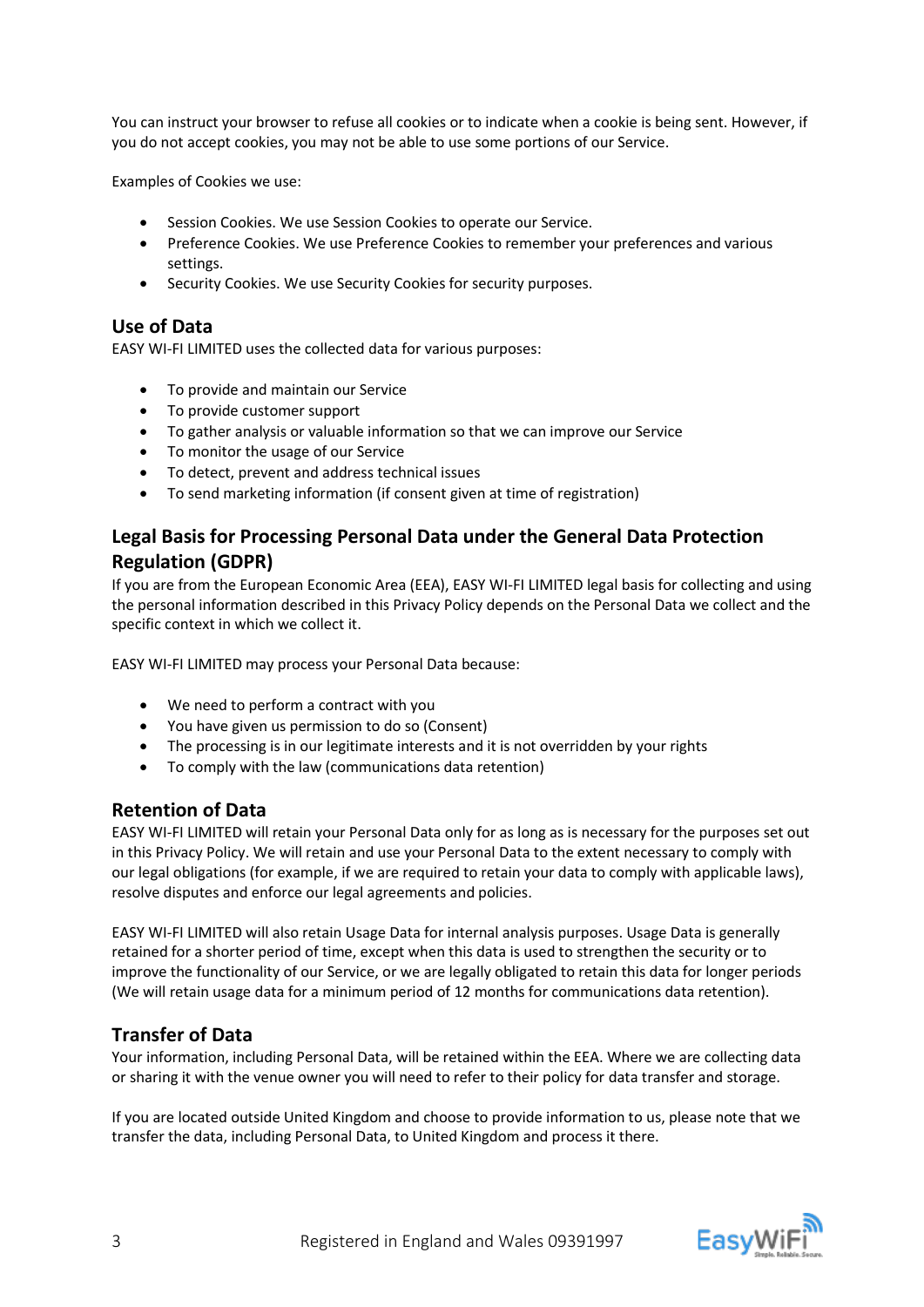You can instruct your browser to refuse all cookies or to indicate when a cookie is being sent. However, if you do not accept cookies, you may not be able to use some portions of our Service.

Examples of Cookies we use:

- Session Cookies. We use Session Cookies to operate our Service.
- Preference Cookies. We use Preference Cookies to remember your preferences and various settings.
- Security Cookies. We use Security Cookies for security purposes.

## Use of Data

EASY WI-FI LIMITED uses the collected data for various purposes:

- To provide and maintain our Service
- To provide customer support
- To gather analysis or valuable information so that we can improve our Service
- To monitor the usage of our Service
- To detect, prevent and address technical issues
- To send marketing information (if consent given at time of registration)

## Legal Basis for Processing Personal Data under the General Data Protection Regulation (GDPR)

If you are from the European Economic Area (EEA), EASY WI-FI LIMITED legal basis for collecting and using the personal information described in this Privacy Policy depends on the Personal Data we collect and the specific context in which we collect it.

EASY WI-FI LIMITED may process your Personal Data because:

- We need to perform a contract with you
- You have given us permission to do so (Consent)
- The processing is in our legitimate interests and it is not overridden by your rights
- To comply with the law (communications data retention)

## Retention of Data

EASY WI-FI LIMITED will retain your Personal Data only for as long as is necessary for the purposes set out in this Privacy Policy. We will retain and use your Personal Data to the extent necessary to comply with our legal obligations (for example, if we are required to retain your data to comply with applicable laws), resolve disputes and enforce our legal agreements and policies.

EASY WI-FI LIMITED will also retain Usage Data for internal analysis purposes. Usage Data is generally retained for a shorter period of time, except when this data is used to strengthen the security or to improve the functionality of our Service, or we are legally obligated to retain this data for longer periods (We will retain usage data for a minimum period of 12 months for communications data retention).

## Transfer of Data

Your information, including Personal Data, will be retained within the EEA. Where we are collecting data or sharing it with the venue owner you will need to refer to their policy for data transfer and storage.

If you are located outside United Kingdom and choose to provide information to us, please note that we transfer the data, including Personal Data, to United Kingdom and process it there.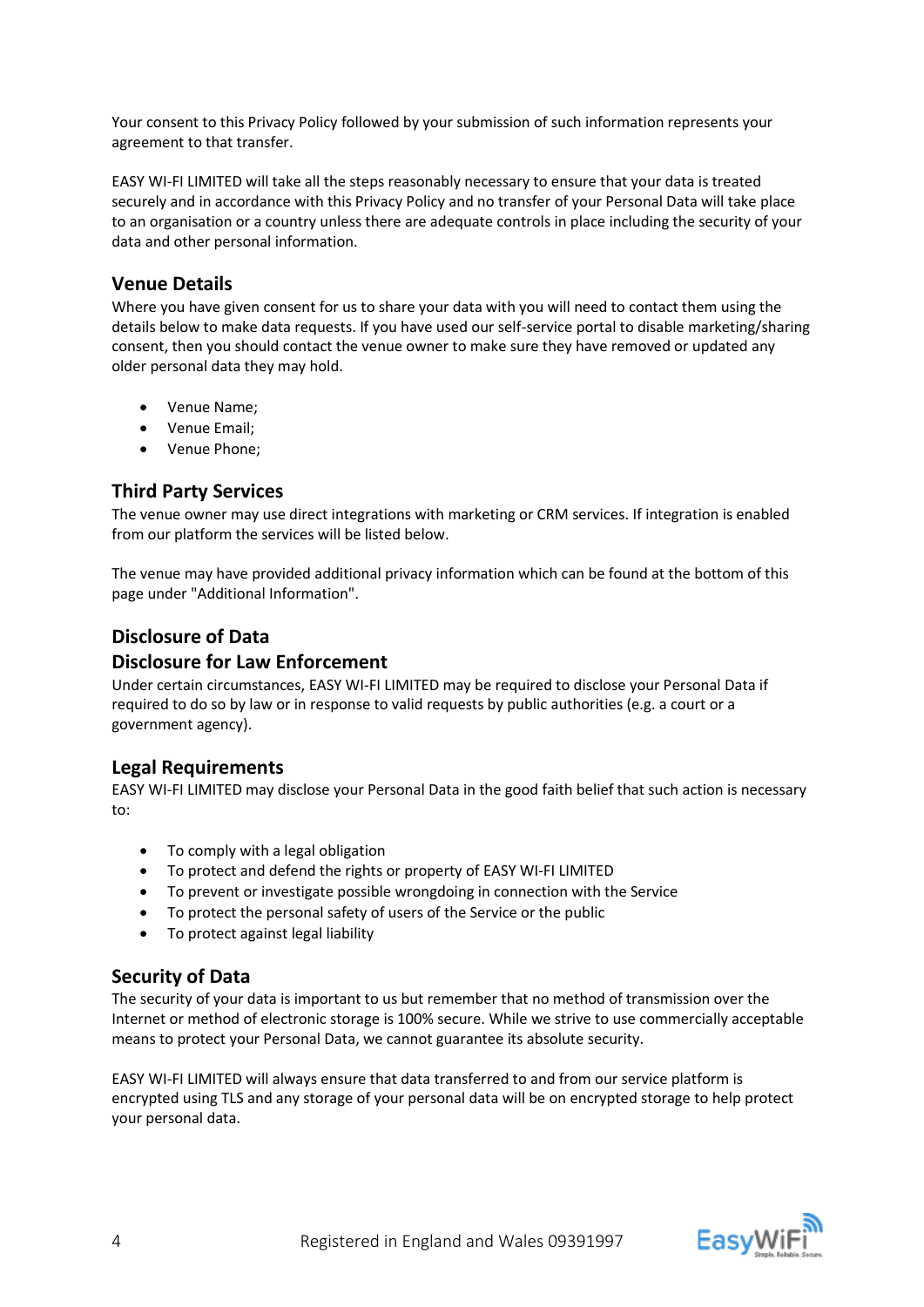Your consent to this Privacy Policy followed by your submission of such information represents your agreement to that transfer.

EASY WI-FI LIMITED will take all the steps reasonably necessary to ensure that your data is treated securely and in accordance with this Privacy Policy and no transfer of your Personal Data will take place to an organisation or a country unless there are adequate controls in place including the security of your data and other personal information.

## Venue Details

Where you have given consent for us to share your data with you will need to contact them using the details below to make data requests. If you have used our self-service portal to disable marketing/sharing consent, then you should contact the venue owner to make sure they have removed or updated any older personal data they may hold.

- Venue Name;
- Venue Email;
- Venue Phone;

## Third Party Services

The venue owner may use direct integrations with marketing or CRM services. If integration is enabled from our platform the services will be listed below.

The venue may have provided additional privacy information which can be found at the bottom of this page under "Additional Information".

## Disclosure of Data

## Disclosure for Law Enforcement

Under certain circumstances, EASY WI-FI LIMITED may be required to disclose your Personal Data if required to do so by law or in response to valid requests by public authorities (e.g. a court or a government agency).

## Legal Requirements

EASY WI-FI LIMITED may disclose your Personal Data in the good faith belief that such action is necessary to:

- To comply with a legal obligation
- To protect and defend the rights or property of EASY WI-FI LIMITED
- To prevent or investigate possible wrongdoing in connection with the Service
- To protect the personal safety of users of the Service or the public
- To protect against legal liability

## Security of Data

The security of your data is important to us but remember that no method of transmission over the Internet or method of electronic storage is 100% secure. While we strive to use commercially acceptable means to protect your Personal Data, we cannot guarantee its absolute security.

EASY WI-FI LIMITED will always ensure that data transferred to and from our service platform is encrypted using TLS and any storage of your personal data will be on encrypted storage to help protect your personal data.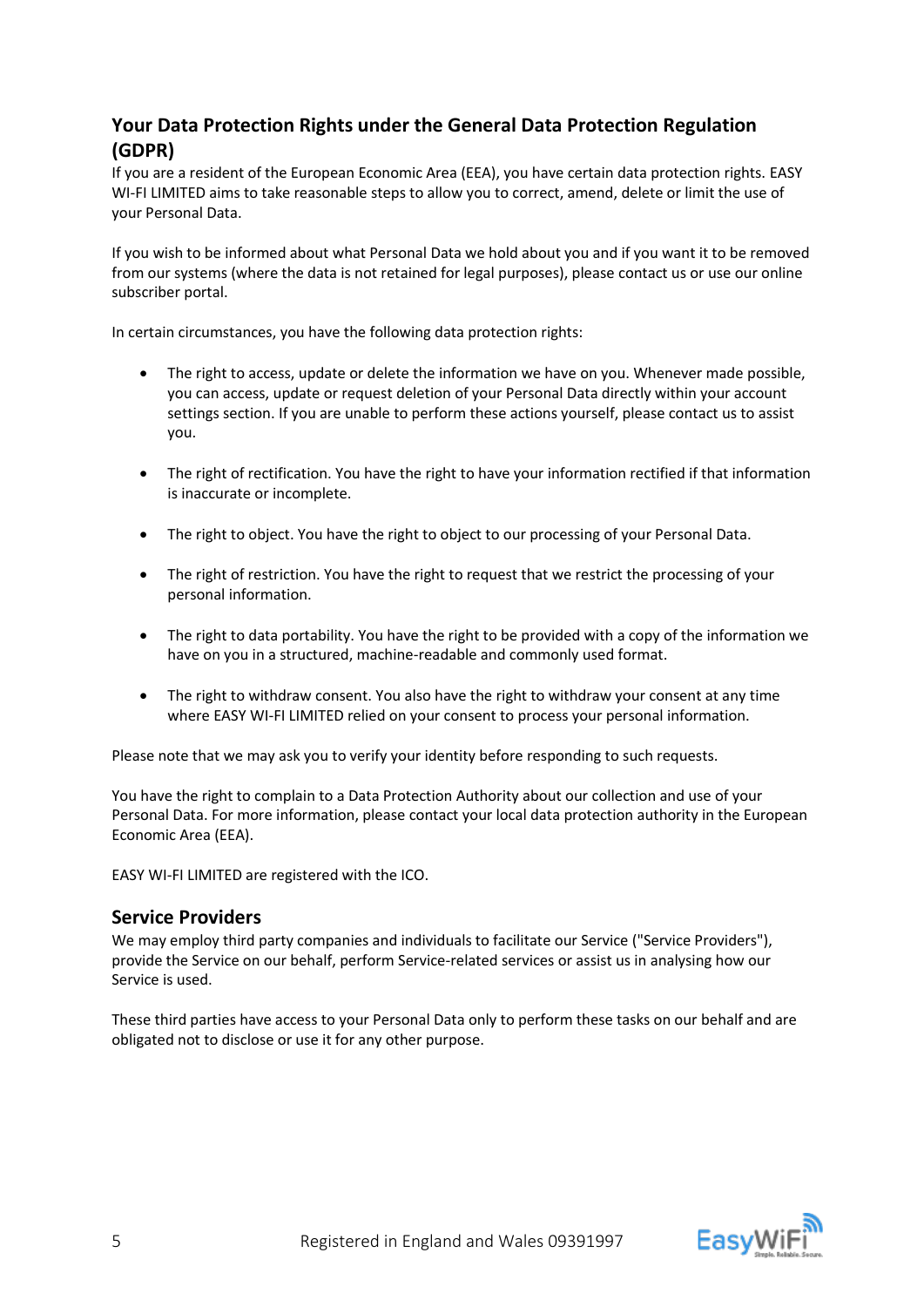## Your Data Protection Rights under the General Data Protection Regulation (GDPR)

If you are a resident of the European Economic Area (EEA), you have certain data protection rights. EASY WI-FI LIMITED aims to take reasonable steps to allow you to correct, amend, delete or limit the use of your Personal Data.

If you wish to be informed about what Personal Data we hold about you and if you want it to be removed from our systems (where the data is not retained for legal purposes), please contact us or use our online subscriber portal.

In certain circumstances, you have the following data protection rights:

- The right to access, update or delete the information we have on you. Whenever made possible, you can access, update or request deletion of your Personal Data directly within your account settings section. If you are unable to perform these actions yourself, please contact us to assist you.

- The right of rectification. You have the right to have your information rectified if that information is inaccurate or incomplete.

- The right to object. You have the right to object to our processing of your Personal Data.

- The right of restriction. You have the right to request that we restrict the processing of your personal information.

- The right to data portability. You have the right to be provided with a copy of the information we have on you in a structured, machine-readable and commonly used format.

- The right to withdraw consent. You also have the right to withdraw your consent at any time where EASY WI-FI LIMITED relied on your consent to process your personal information.

Please note that we may ask you to verify your identity before responding to such requests.

You have the right to complain to a Data Protection Authority about our collection and use of your Personal Data. For more information, please contact your local data protection authority in the European Economic Area (EEA).

EASY WI-FI LIMITED are registered with the ICO.

## Service Providers

We may employ third party companies and individuals to facilitate our Service ("Service Providers"), provide the Service on our behalf, perform Service-related services or assist us in analysing how our Service is used.

These third parties have access to your Personal Data only to perform these tasks on our behalf and are obligated not to disclose or use it for any other purpose.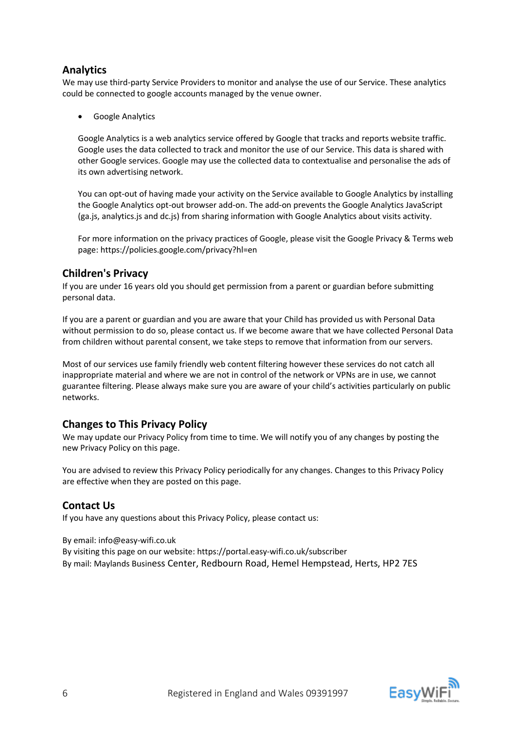## Analytics

We may use third-party Service Providers to monitor and analyse the use of our Service. These analytics could be connected to google accounts managed by the venue owner.

- Google Analytics

  Google Analytics is a web analytics service offered by Google that tracks and reports website traffic. Google uses the data collected to track and monitor the use of our Service. This data is shared with other Google services. Google may use the collected data to contextualise and personalise the ads of its own advertising network.

  You can opt-out of having made your activity on the Service available to Google Analytics by installing the Google Analytics opt-out browser add-on. The add-on prevents the Google Analytics JavaScript (ga.js, analytics.js and dc.js) from sharing information with Google Analytics about visits activity.

  For more information on the privacy practices of Google, please visit the Google Privacy & Terms web page: https://policies.google.com/privacy?hl=en

## Children's Privacy

If you are under 16 years old you should get permission from a parent or guardian before submitting personal data.

If you are a parent or guardian and you are aware that your Child has provided us with Personal Data without permission to do so, please contact us. If we become aware that we have collected Personal Data from children without parental consent, we take steps to remove that information from our servers.

Most of our services use family friendly web content filtering however these services do not catch all inappropriate material and where we are not in control of the network or VPNs are in use, we cannot guarantee filtering. Please always make sure you are aware of your child's activities particularly on public networks.

## Changes to This Privacy Policy

We may update our Privacy Policy from time to time. We will notify you of any changes by posting the new Privacy Policy on this page.

You are advised to review this Privacy Policy periodically for any changes. Changes to this Privacy Policy are effective when they are posted on this page.

## Contact Us

If you have any questions about this Privacy Policy, please contact us:

By email: info@easy-wifi.co.uk
By visiting this page on our website: https://portal.easy-wifi.co.uk/subscriber
By mail: Maylands Business Center, Redbourn Road, Hemel Hempstead, Herts, HP2 7ES

Registered in England and Wales 09391997